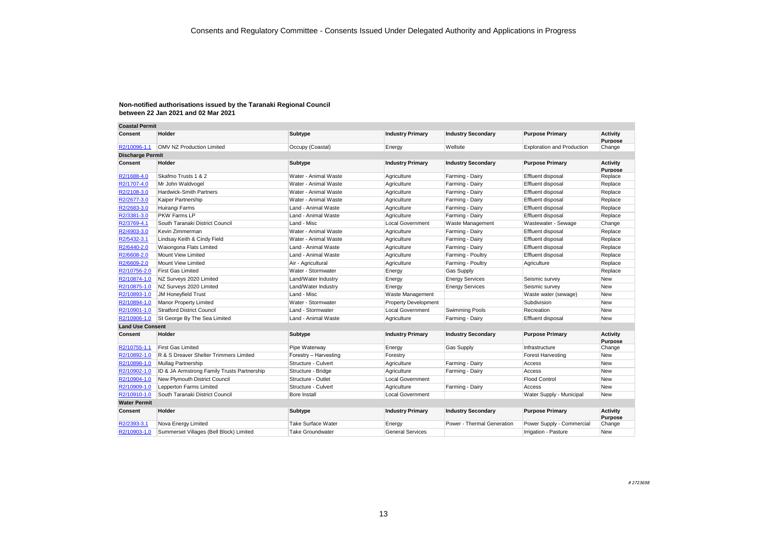# Consents and Regulatory Committee - Consents Issued Under Delegated Authority and Applications in Progress

**Non-notified authorisations issued by the Taranaki Regional Council between 22 Jan 2021 and 02 Mar 2021**

**Coastal Permit**

| Consent | Holder | Subtype | Industry Primary | Industry Secondary | Purpose Primary | Activity Purpose |
|---|---|---|---|---|---|---|
| R2/10096-1.1 | OMV NZ Production Limited | Occupy (Coastal) | Energy | Wellsite | Exploration and Production | Change |

**Discharge Permit**

| Consent | Holder | Subtype | Industry Primary | Industry Secondary | Purpose Primary | Activity Purpose |
|---|---|---|---|---|---|---|
| R2/1688-4.0 | Skafmo Trusts 1 & 2 | Water - Animal Waste | Agriculture | Farming - Dairy | Effluent disposal | Replace |
| R2/1707-4.0 | Mr John Waldvogel | Water - Animal Waste | Agriculture | Farming - Dairy | Effluent disposal | Replace |
| R2/2108-3.0 | Hardwick-Smith Partners | Water - Animal Waste | Agriculture | Farming - Dairy | Effluent disposal | Replace |
| R2/2677-3.0 | Kaiper Partnership | Water - Animal Waste | Agriculture | Farming - Dairy | Effluent disposal | Replace |
| R2/2683-3.0 | Huirangi Farms | Land - Animal Waste | Agriculture | Farming - Dairy | Effluent disposal | Replace |
| R2/3381-3.0 | PKW Farms LP | Land - Animal Waste | Agriculture | Farming - Dairy | Effluent disposal | Replace |
| R2/3769-4.1 | South Taranaki District Council | Land - Misc | Local Government | Waste Management | Wastewater - Sewage | Change |
| R2/4903-3.0 | Kevin Zimmerman | Water - Animal Waste | Agriculture | Farming - Dairy | Effluent disposal | Replace |
| R2/5432-3.1 | Lindsay Keith & Cindy Field | Water - Animal Waste | Agriculture | Farming - Dairy | Effluent disposal | Replace |
| R2/6440-2.0 | Waiongona Flats Limited | Land - Animal Waste | Agriculture | Farming - Dairy | Effluent disposal | Replace |
| R2/6608-2.0 | Mount View Limited | Land - Animal Waste | Agriculture | Farming - Poultry | Effluent disposal | Replace |
| R2/6609-2.0 | Mount View Limited | Air - Agricultural | Agriculture | Farming - Poultry | Agriculture | Replace |
| R2/10756-2.0 | First Gas Limited | Water - Stormwater | Energy | Gas Supply | | Replace |
| R2/10874-1.0 | NZ Surveys 2020 Limited | Land/Water Industry | Energy | Energy Services | Seismic survey | New |
| R2/10875-1.0 | NZ Surveys 2020 Limited | Land/Water Industry | Energy | Energy Services | Seismic survey | New |
| R2/10893-1.0 | JM Honeyfield Trust | Land - Misc | Waste Management | | Waste water (sewage) | New |
| R2/10894-1.0 | Manor Property Limited | Water - Stormwater | Property Development | | Subdivision | New |
| R2/10901-1.0 | Stratford District Council | Land - Stormwater | Local Government | Swimming Pools | Recreation | New |
| R2/10906-1.0 | St George By The Sea Limited | Land - Animal Waste | Agriculture | Farming - Dairy | Effluent disposal | New |

**Land Use Consent**

| Consent | Holder | Subtype | Industry Primary | Industry Secondary | Purpose Primary | Activity Purpose |
|---|---|---|---|---|---|---|
| R2/10755-1.1 | First Gas Limited | Pipe Waterway | Energy | Gas Supply | Infrastructure | Change |
| R2/10892-1.0 | R & S Dreaver Shelter Trimmers Limited | Forestry – Harvesting | Forestry | | Forest Harvesting | New |
| R2/10898-1.0 | Mullag Partnership | Structure - Culvert | Agriculture | Farming - Dairy | Access | New |
| R2/10902-1.0 | ID & JA Armstrong Family Trusts Partnership | Structure - Bridge | Agriculture | Farming - Dairy | Access | New |
| R2/10904-1.0 | New Plymouth District Council | Structure - Outlet | Local Government | | Flood Control | New |
| R2/10909-1.0 | Lepperton Farms Limited | Structure - Culvert | Agriculture | Farming - Dairy | Access | New |
| R2/10910-1.0 | South Taranaki District Council | Bore Install | Local Government | | Water Supply - Municipal | New |

**Water Permit**

| Consent | Holder | Subtype | Industry Primary | Industry Secondary | Purpose Primary | Activity Purpose |
|---|---|---|---|---|---|---|
| R2/2393-3.1 | Nova Energy Limited | Take Surface Water | Energy | Power - Thermal Generation | Power Supply - Commercial | Change |
| R2/10903-1.0 | Summerset Villages (Bell Block) Limited | Take Groundwater | General Services | | Irrigation - Pasture | New |

# 2723698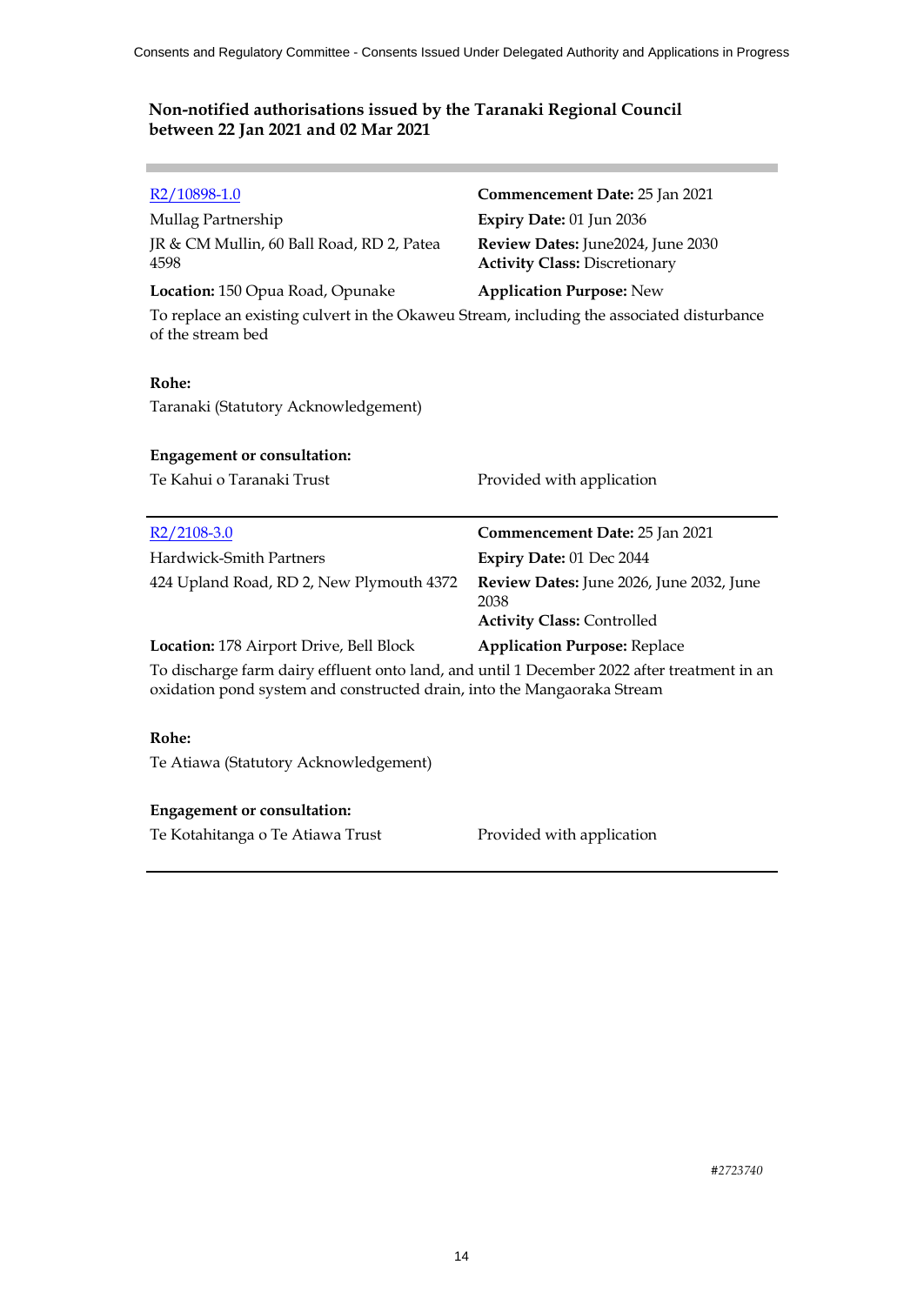## Non-notified authorisations issued by the Taranaki Regional Council between 22 Jan 2021 and 02 Mar 2021

---

R2/10898-1.0

Mullag Partnership

JR & CM Mullin, 60 Ball Road, RD 2, Patea 4598

**Location:** 150 Opua Road, Opunake

**Commencement Date:** 25 Jan 2021

**Expiry Date:** 01 Jun 2036

**Review Dates:** June2024, June 2030

**Activity Class:** Discretionary

**Application Purpose:** New

To replace an existing culvert in the Okaweu Stream, including the associated disturbance of the stream bed

**Rohe:**

Taranaki (Statutory Acknowledgement)

**Engagement or consultation:**

| | |
|---|---|
| Te Kahui o Taranaki Trust | Provided with application |

---

R2/2108-3.0

Hardwick-Smith Partners

424 Upland Road, RD 2, New Plymouth 4372

**Location:** 178 Airport Drive, Bell Block

**Commencement Date:** 25 Jan 2021

**Expiry Date:** 01 Dec 2044

**Review Dates:** June 2026, June 2032, June 2038

**Activity Class:** Controlled

**Application Purpose:** Replace

To discharge farm dairy effluent onto land, and until 1 December 2022 after treatment in an oxidation pond system and constructed drain, into the Mangaoraka Stream

**Rohe:**

Te Atiawa (Statutory Acknowledgement)

**Engagement or consultation:**

| | |
|---|---|
| Te Kotahitanga o Te Atiawa Trust | Provided with application |

---

#2723740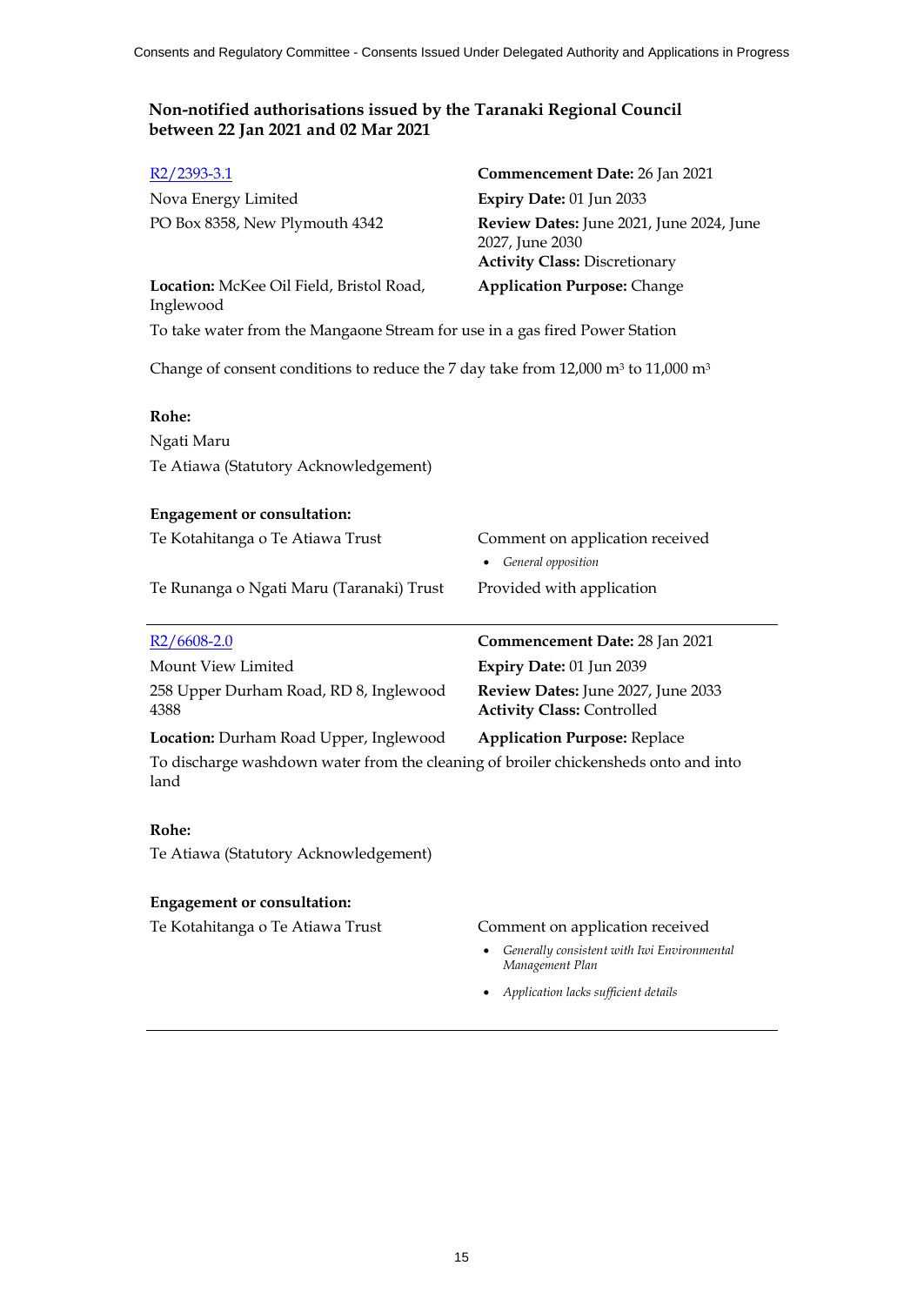## Non-notified authorisations issued by the Taranaki Regional Council between 22 Jan 2021 and 02 Mar 2021

R2/2393-3.1
Nova Energy Limited
PO Box 8358, New Plymouth 4342

**Commencement Date:** 26 Jan 2021
**Expiry Date:** 01 Jun 2033
**Review Dates:** June 2021, June 2024, June 2027, June 2030
**Activity Class:** Discretionary

**Location:** McKee Oil Field, Bristol Road, Inglewood
**Application Purpose:** Change

To take water from the Mangaone Stream for use in a gas fired Power Station

Change of consent conditions to reduce the 7 day take from 12,000 $m^3$ to 11,000 $m^3$

**Rohe:**

Ngati Maru

Te Atiawa (Statutory Acknowledgement)

**Engagement or consultation:**

Te Kotahitanga o Te Atiawa Trust — Comment on application received

- *General opposition*

Te Runanga o Ngati Maru (Taranaki) Trust — Provided with application

---

R2/6608-2.0
Mount View Limited
258 Upper Durham Road, RD 8, Inglewood 4388

**Commencement Date:** 28 Jan 2021
**Expiry Date:** 01 Jun 2039
**Review Dates:** June 2027, June 2033
**Activity Class:** Controlled

**Location:** Durham Road Upper, Inglewood
**Application Purpose:** Replace

To discharge washdown water from the cleaning of broiler chickensheds onto and into land

**Rohe:**

Te Atiawa (Statutory Acknowledgement)

**Engagement or consultation:**

Te Kotahitanga o Te Atiawa Trust — Comment on application received

- *Generally consistent with Iwi Environmental Management Plan*
- *Application lacks sufficient details*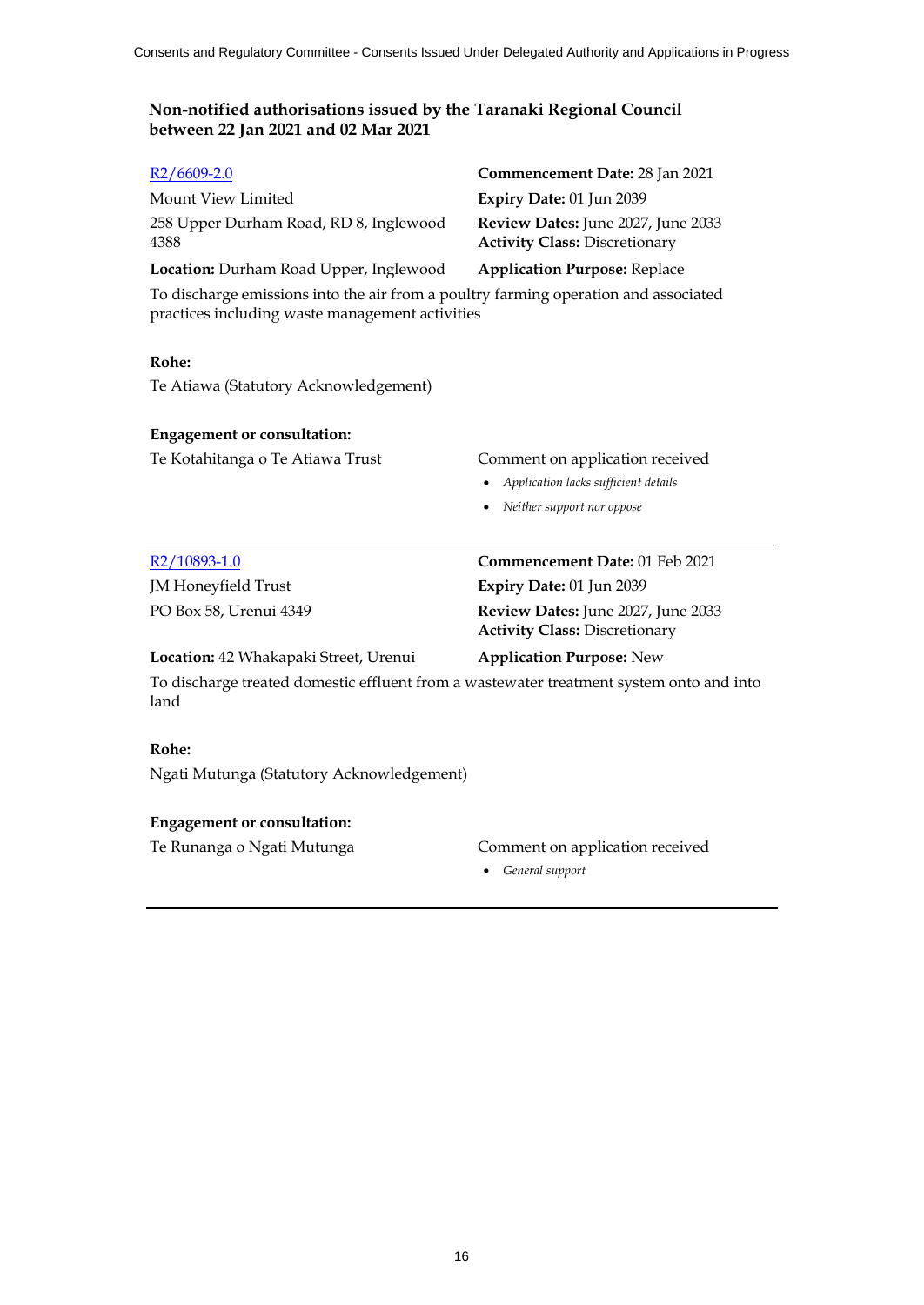## Non-notified authorisations issued by the Taranaki Regional Council between 22 Jan 2021 and 02 Mar 2021

[R2/6609-2.0]

Mount View Limited

258 Upper Durham Road, RD 8, Inglewood 4388

**Location:** Durham Road Upper, Inglewood

**Commencement Date:** 28 Jan 2021

**Expiry Date:** 01 Jun 2039

**Review Dates:** June 2027, June 2033

**Activity Class:** Discretionary

**Application Purpose:** Replace

To discharge emissions into the air from a poultry farming operation and associated practices including waste management activities

**Rohe:**

Te Atiawa (Statutory Acknowledgement)

**Engagement or consultation:**

Te Kotahitanga o Te Atiawa Trust — Comment on application received

- *Application lacks sufficient details*
- *Neither support nor oppose*

---

[R2/10893-1.0]

JM Honeyfield Trust

PO Box 58, Urenui 4349

**Location:** 42 Whakapaki Street, Urenui

**Commencement Date:** 01 Feb 2021

**Expiry Date:** 01 Jun 2039

**Review Dates:** June 2027, June 2033

**Activity Class:** Discretionary

**Application Purpose:** New

To discharge treated domestic effluent from a wastewater treatment system onto and into land

**Rohe:**

Ngati Mutunga (Statutory Acknowledgement)

**Engagement or consultation:**

Te Runanga o Ngati Mutunga — Comment on application received

- *General support*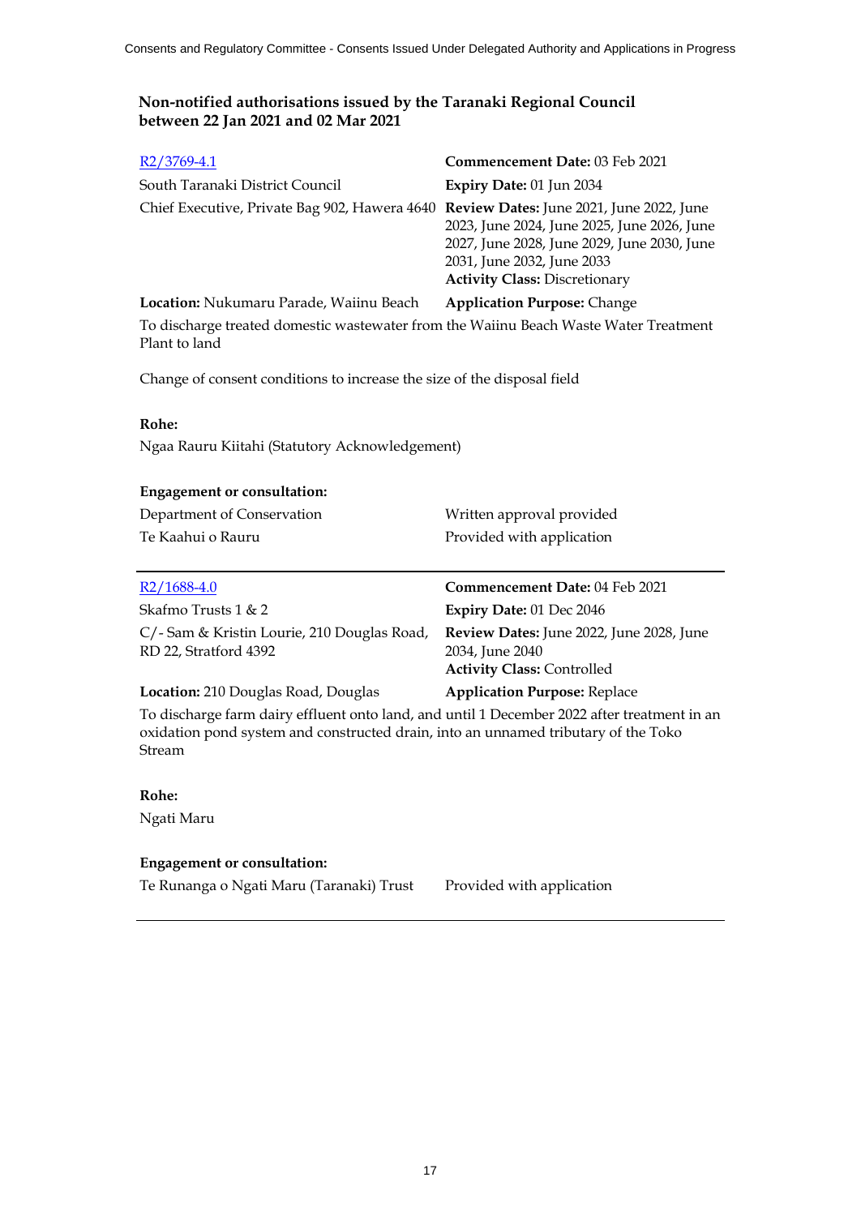## Non-notified authorisations issued by the Taranaki Regional Council between 22 Jan 2021 and 02 Mar 2021

R2/3769-4.1

South Taranaki District Council

Chief Executive, Private Bag 902, Hawera 4640

**Commencement Date:** 03 Feb 2021

**Expiry Date:** 01 Jun 2034

**Review Dates:** June 2021, June 2022, June 2023, June 2024, June 2025, June 2026, June 2027, June 2028, June 2029, June 2030, June 2031, June 2032, June 2033

**Activity Class:** Discretionary

**Location:** Nukumaru Parade, Waiinu Beach

**Application Purpose:** Change

To discharge treated domestic wastewater from the Waiinu Beach Waste Water Treatment Plant to land

Change of consent conditions to increase the size of the disposal field

**Rohe:**

Ngaa Rauru Kiitahi (Statutory Acknowledgement)

**Engagement or consultation:**

| | |
|---|---|
| Department of Conservation | Written approval provided |
| Te Kaahui o Rauru | Provided with application |

---

R2/1688-4.0

Skafmo Trusts 1 & 2

C/- Sam & Kristin Lourie, 210 Douglas Road, RD 22, Stratford 4392

**Commencement Date:** 04 Feb 2021

**Expiry Date:** 01 Dec 2046

**Review Dates:** June 2022, June 2028, June 2034, June 2040

**Activity Class:** Controlled

**Location:** 210 Douglas Road, Douglas

**Application Purpose:** Replace

To discharge farm dairy effluent onto land, and until 1 December 2022 after treatment in an oxidation pond system and constructed drain, into an unnamed tributary of the Toko Stream

**Rohe:**

Ngati Maru

**Engagement or consultation:**

| | |
|---|---|
| Te Runanga o Ngati Maru (Taranaki) Trust | Provided with application |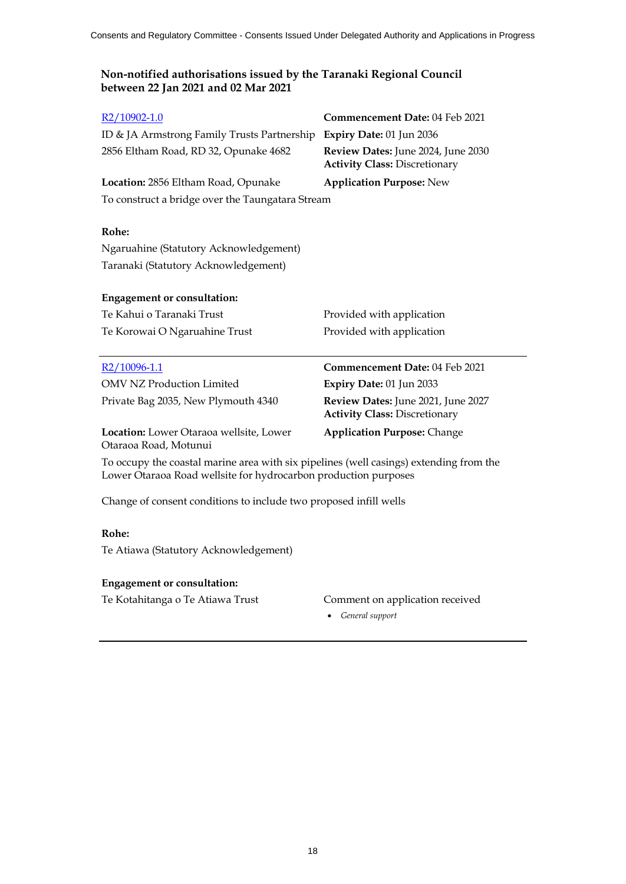**Non-notified authorisations issued by the Taranaki Regional Council between 22 Jan 2021 and 02 Mar 2021**

R2/10902-1.0

ID & JA Armstrong Family Trusts Partnership
2856 Eltham Road, RD 32, Opunake 4682

**Commencement Date:** 04 Feb 2021
**Expiry Date:** 01 Jun 2036
**Review Dates:** June 2024, June 2030
**Activity Class:** Discretionary

**Location:** 2856 Eltham Road, Opunake

**Application Purpose:** New

To construct a bridge over the Taungatara Stream

**Rohe:**

Ngaruahine (Statutory Acknowledgement)
Taranaki (Statutory Acknowledgement)

**Engagement or consultation:**

| | |
|---|---|
| Te Kahui o Taranaki Trust | Provided with application |
| Te Korowai O Ngaruahine Trust | Provided with application |

---

R2/10096-1.1

OMV NZ Production Limited
Private Bag 2035, New Plymouth 4340

**Commencement Date:** 04 Feb 2021
**Expiry Date:** 01 Jun 2033
**Review Dates:** June 2021, June 2027
**Activity Class:** Discretionary

**Location:** Lower Otaraoa wellsite, Lower Otaraoa Road, Motunui

**Application Purpose:** Change

To occupy the coastal marine area with six pipelines (well casings) extending from the Lower Otaraoa Road wellsite for hydrocarbon production purposes

Change of consent conditions to include two proposed infill wells

**Rohe:**

Te Atiawa (Statutory Acknowledgement)

**Engagement or consultation:**

Te Kotahitanga o Te Atiawa Trust — Comment on application received

- *General support*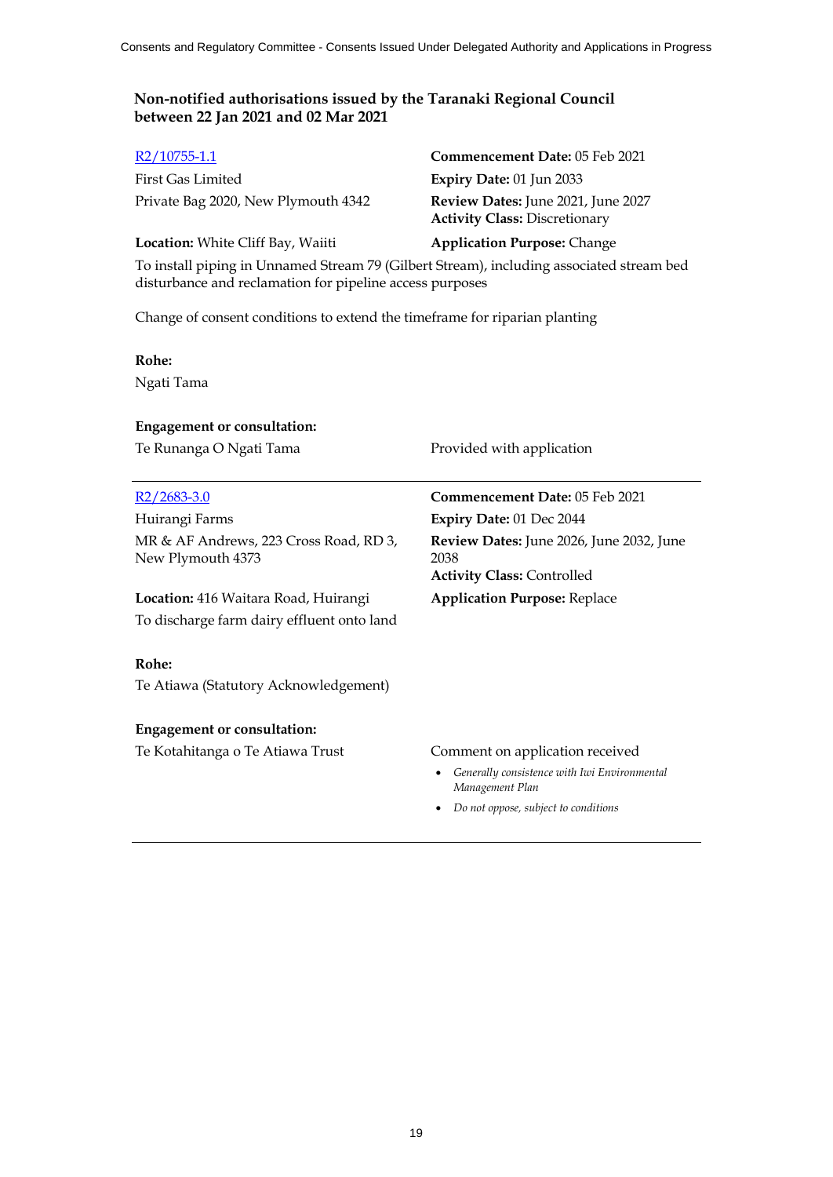## Non-notified authorisations issued by the Taranaki Regional Council between 22 Jan 2021 and 02 Mar 2021

[R2/10755-1.1]
First Gas Limited
Private Bag 2020, New Plymouth 4342

**Commencement Date:** 05 Feb 2021
**Expiry Date:** 01 Jun 2033
**Review Dates:** June 2021, June 2027
**Activity Class:** Discretionary

**Location:** White Cliff Bay, Waiiti

**Application Purpose:** Change

To install piping in Unnamed Stream 79 (Gilbert Stream), including associated stream bed disturbance and reclamation for pipeline access purposes

Change of consent conditions to extend the timeframe for riparian planting

**Rohe:**
Ngati Tama

**Engagement or consultation:**

Te Runanga O Ngati Tama — Provided with application

---

[R2/2683-3.0]
Huirangi Farms
MR & AF Andrews, 223 Cross Road, RD 3, New Plymouth 4373

**Commencement Date:** 05 Feb 2021
**Expiry Date:** 01 Dec 2044
**Review Dates:** June 2026, June 2032, June 2038
**Activity Class:** Controlled

**Location:** 416 Waitara Road, Huirangi

**Application Purpose:** Replace

To discharge farm dairy effluent onto land

**Rohe:**
Te Atiawa (Statutory Acknowledgement)

**Engagement or consultation:**

Te Kotahitanga o Te Atiawa Trust — Comment on application received

- *Generally consistence with Iwi Environmental Management Plan*
- *Do not oppose, subject to conditions*

---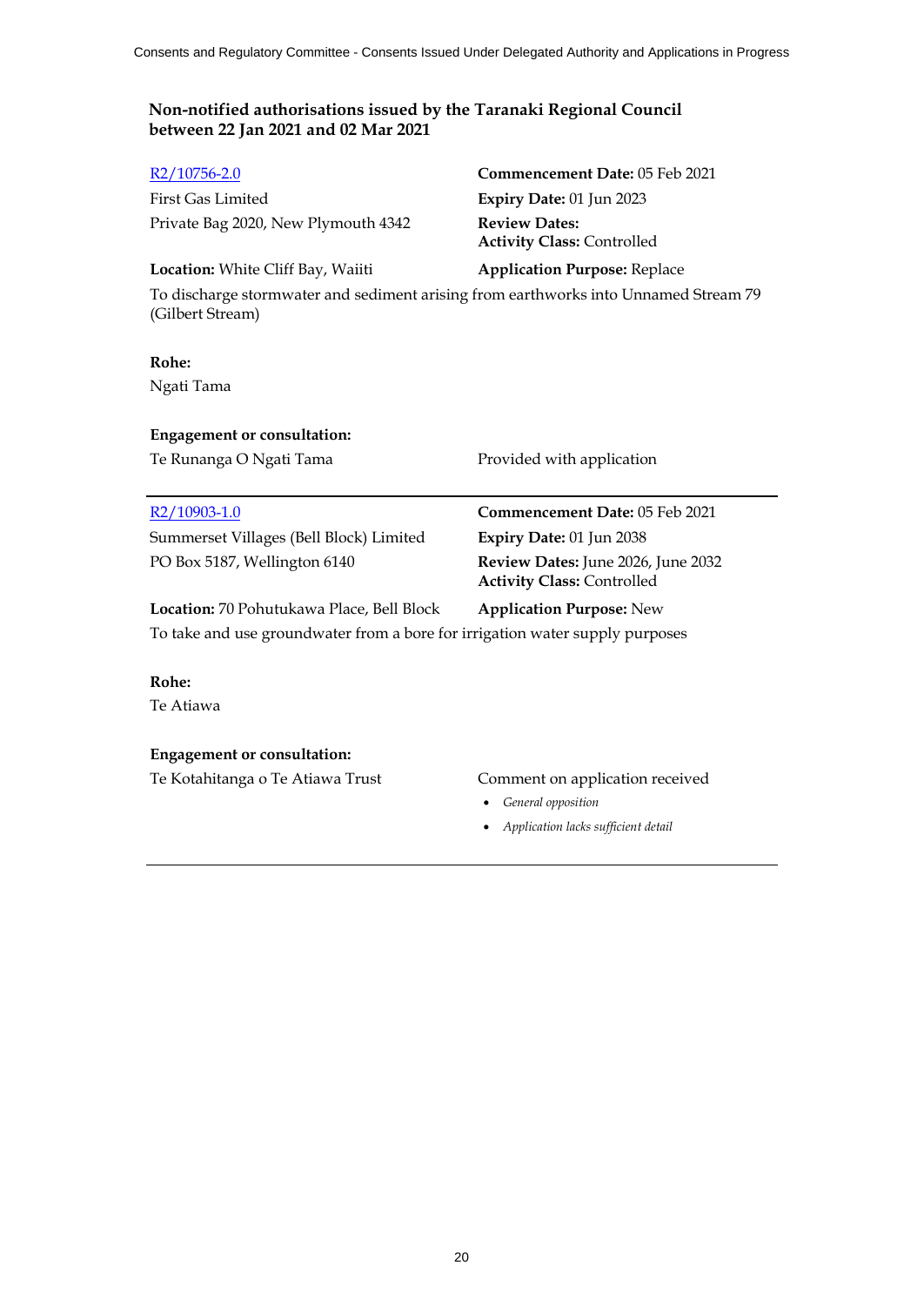## Non-notified authorisations issued by the Taranaki Regional Council between 22 Jan 2021 and 02 Mar 2021

R2/10756-2.0
First Gas Limited
Private Bag 2020, New Plymouth 4342

**Commencement Date:** 05 Feb 2021
**Expiry Date:** 01 Jun 2023
**Review Dates:**
**Activity Class:** Controlled

**Location:** White Cliff Bay, Waiiti
**Application Purpose:** Replace

To discharge stormwater and sediment arising from earthworks into Unnamed Stream 79 (Gilbert Stream)

**Rohe:**
Ngati Tama

**Engagement or consultation:**

| | |
|---|---|
| Te Runanga O Ngati Tama | Provided with application |

---

R2/10903-1.0
Summerset Villages (Bell Block) Limited
PO Box 5187, Wellington 6140

**Commencement Date:** 05 Feb 2021
**Expiry Date:** 01 Jun 2038
**Review Dates:** June 2026, June 2032
**Activity Class:** Controlled

**Location:** 70 Pohutukawa Place, Bell Block
**Application Purpose:** New

To take and use groundwater from a bore for irrigation water supply purposes

**Rohe:**
Te Atiawa

**Engagement or consultation:**

Te Kotahitanga o Te Atiawa Trust — Comment on application received

- *General opposition*
- *Application lacks sufficient detail*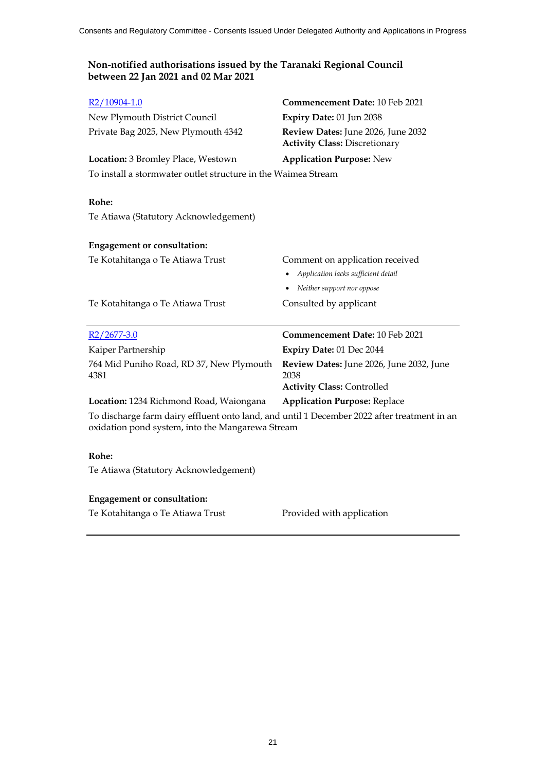## Non-notified authorisations issued by the Taranaki Regional Council between 22 Jan 2021 and 02 Mar 2021

R2/10904-1.0

New Plymouth District Council
Private Bag 2025, New Plymouth 4342

**Commencement Date:** 10 Feb 2021
**Expiry Date:** 01 Jun 2038
**Review Dates:** June 2026, June 2032
**Activity Class:** Discretionary

**Location:** 3 Bromley Place, Westown
**Application Purpose:** New

To install a stormwater outlet structure in the Waimea Stream

**Rohe:**
Te Atiawa (Statutory Acknowledgement)

**Engagement or consultation:**

| | |
|---|---|
| Te Kotahitanga o Te Atiawa Trust | Comment on application received<br>• *Application lacks sufficient detail*<br>• *Neither support nor oppose* |
| Te Kotahitanga o Te Atiawa Trust | Consulted by applicant |

---

R2/2677-3.0

Kaiper Partnership
764 Mid Puniho Road, RD 37, New Plymouth 4381

**Commencement Date:** 10 Feb 2021
**Expiry Date:** 01 Dec 2044
**Review Dates:** June 2026, June 2032, June 2038
**Activity Class:** Controlled

**Location:** 1234 Richmond Road, Waiongana
**Application Purpose:** Replace

To discharge farm dairy effluent onto land, and until 1 December 2022 after treatment in an oxidation pond system, into the Mangarewa Stream

**Rohe:**
Te Atiawa (Statutory Acknowledgement)

**Engagement or consultation:**

| | |
|---|---|
| Te Kotahitanga o Te Atiawa Trust | Provided with application |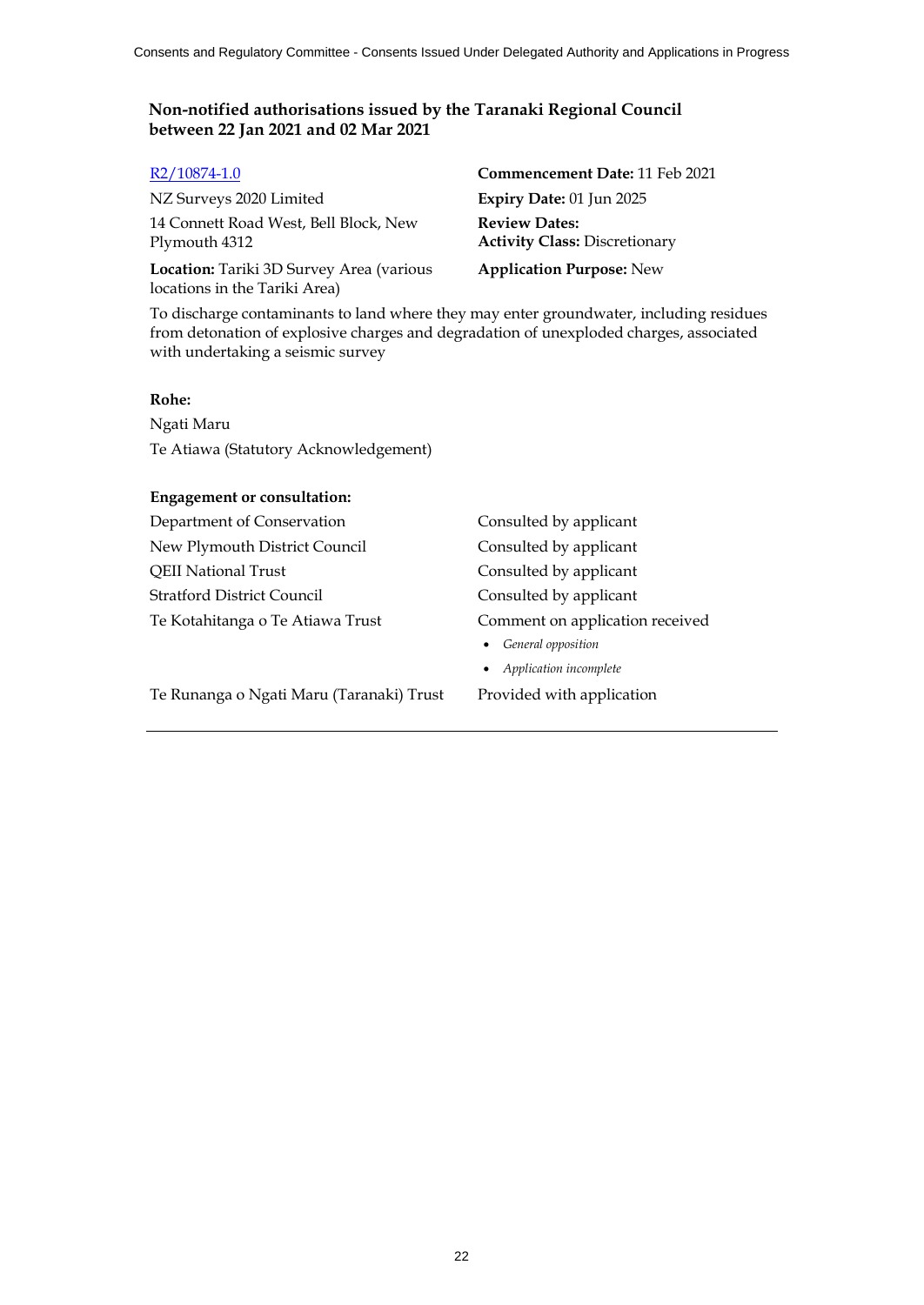## Non-notified authorisations issued by the Taranaki Regional Council between 22 Jan 2021 and 02 Mar 2021

R2/10874-1.0

NZ Surveys 2020 Limited

14 Connett Road West, Bell Block, New Plymouth 4312

**Location:** Tariki 3D Survey Area (various locations in the Tariki Area)

**Commencement Date:** 11 Feb 2021

**Expiry Date:** 01 Jun 2025

**Review Dates:**

**Activity Class:** Discretionary

**Application Purpose:** New

To discharge contaminants to land where they may enter groundwater, including residues from detonation of explosive charges and degradation of unexploded charges, associated with undertaking a seismic survey

**Rohe:**

Ngati Maru

Te Atiawa (Statutory Acknowledgement)

**Engagement or consultation:**

| | |
|---|---|
| Department of Conservation | Consulted by applicant |
| New Plymouth District Council | Consulted by applicant |
| QEII National Trust | Consulted by applicant |
| Stratford District Council | Consulted by applicant |
| Te Kotahitanga o Te Atiawa Trust | Comment on application received<br>• *General opposition*<br>• *Application incomplete* |
| Te Runanga o Ngati Maru (Taranaki) Trust | Provided with application |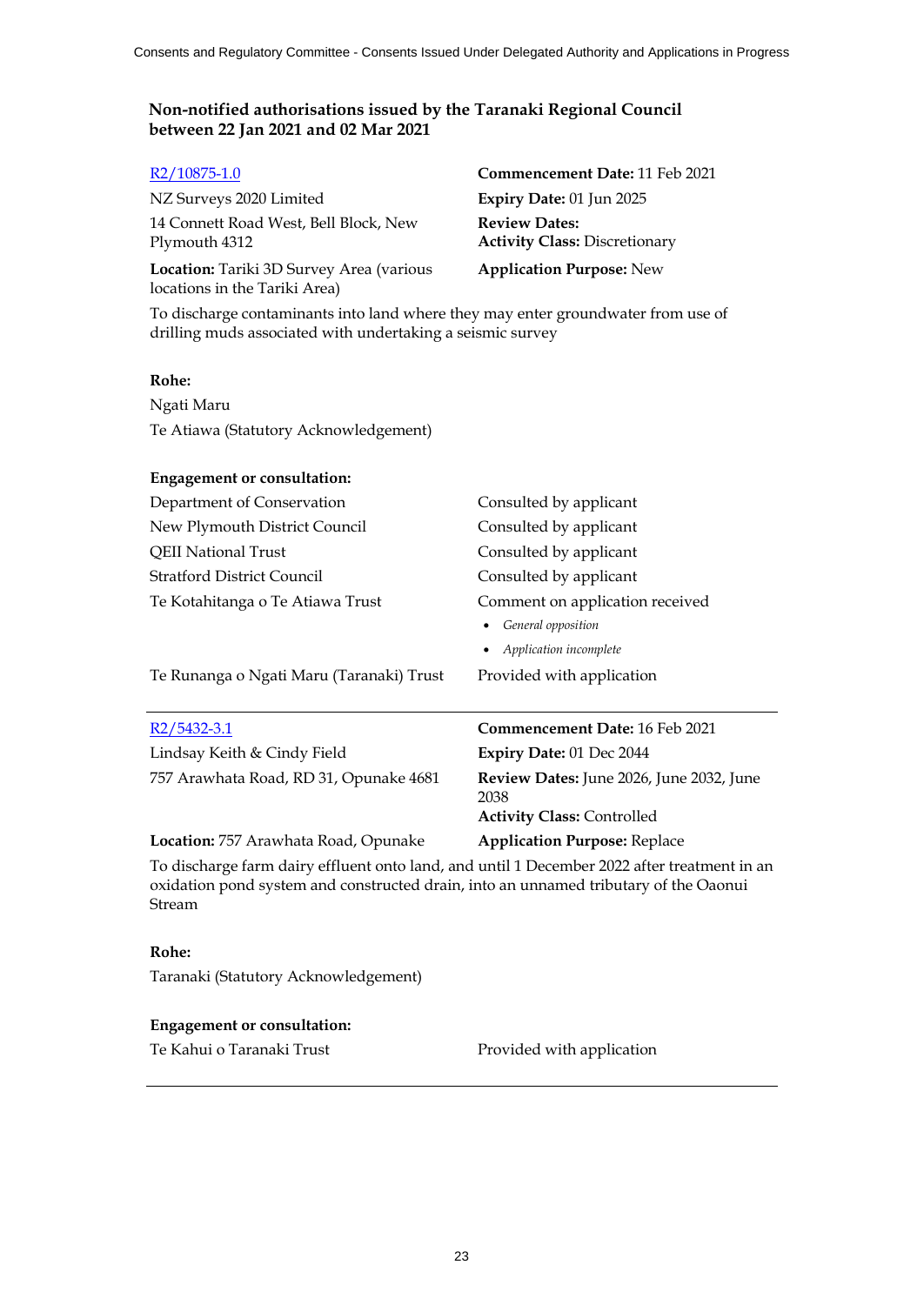## Non-notified authorisations issued by the Taranaki Regional Council between 22 Jan 2021 and 02 Mar 2021

R2/10875-1.0

NZ Surveys 2020 Limited

14 Connett Road West, Bell Block, New Plymouth 4312

**Location:** Tariki 3D Survey Area (various locations in the Tariki Area)

**Commencement Date:** 11 Feb 2021

**Expiry Date:** 01 Jun 2025

**Review Dates:**

**Activity Class:** Discretionary

**Application Purpose:** New

To discharge contaminants into land where they may enter groundwater from use of drilling muds associated with undertaking a seismic survey

**Rohe:**

Ngati Maru

Te Atiawa (Statutory Acknowledgement)

**Engagement or consultation:**

| | |
|---|---|
| Department of Conservation | Consulted by applicant |
| New Plymouth District Council | Consulted by applicant |
| QEII National Trust | Consulted by applicant |
| Stratford District Council | Consulted by applicant |
| Te Kotahitanga o Te Atiawa Trust | Comment on application received<br>• *General opposition*<br>• *Application incomplete* |
| Te Runanga o Ngati Maru (Taranaki) Trust | Provided with application |

---

R2/5432-3.1

Lindsay Keith & Cindy Field

757 Arawhata Road, RD 31, Opunake 4681

**Location:** 757 Arawhata Road, Opunake

**Commencement Date:** 16 Feb 2021

**Expiry Date:** 01 Dec 2044

**Review Dates:** June 2026, June 2032, June 2038

**Activity Class:** Controlled

**Application Purpose:** Replace

To discharge farm dairy effluent onto land, and until 1 December 2022 after treatment in an oxidation pond system and constructed drain, into an unnamed tributary of the Oaonui Stream

**Rohe:**

Taranaki (Statutory Acknowledgement)

**Engagement or consultation:**

| | |
|---|---|
| Te Kahui o Taranaki Trust | Provided with application |

---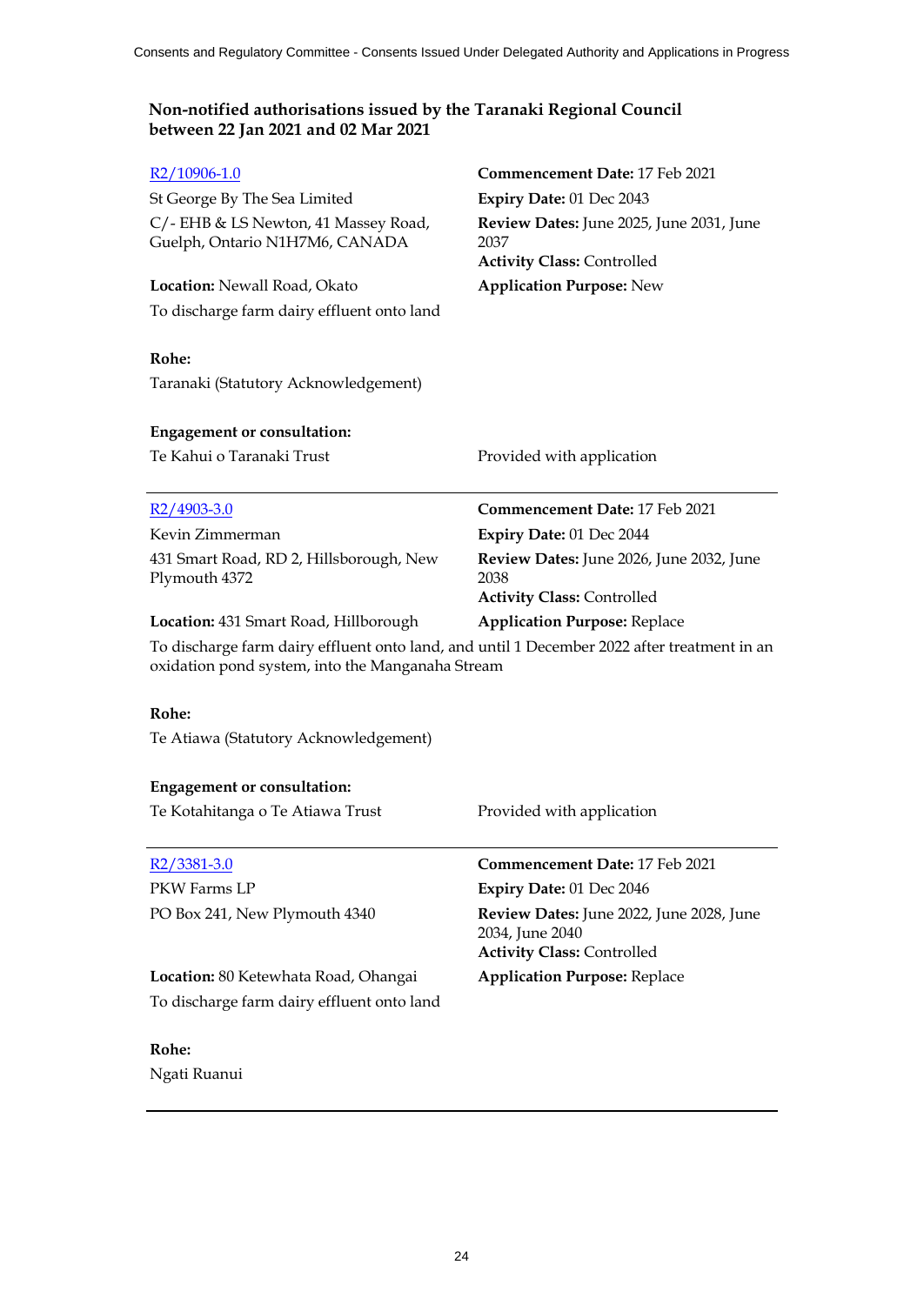### Non-notified authorisations issued by the Taranaki Regional Council between 22 Jan 2021 and 02 Mar 2021

R2/10906-1.0

St George By The Sea Limited

C/- EHB & LS Newton, 41 Massey Road, Guelph, Ontario N1H7M6, CANADA

**Commencement Date:** 17 Feb 2021

**Expiry Date:** 01 Dec 2043

**Review Dates:** June 2025, June 2031, June 2037

**Activity Class:** Controlled

**Location:** Newall Road, Okato

**Application Purpose:** New

To discharge farm dairy effluent onto land

**Rohe:**

Taranaki (Statutory Acknowledgement)

**Engagement or consultation:**

Te Kahui o Taranaki Trust — Provided with application

---

R2/4903-3.0

Kevin Zimmerman

431 Smart Road, RD 2, Hillsborough, New Plymouth 4372

**Commencement Date:** 17 Feb 2021

**Expiry Date:** 01 Dec 2044

**Review Dates:** June 2026, June 2032, June 2038

**Activity Class:** Controlled

**Location:** 431 Smart Road, Hillborough

**Application Purpose:** Replace

To discharge farm dairy effluent onto land, and until 1 December 2022 after treatment in an oxidation pond system, into the Manganaha Stream

**Rohe:**

Te Atiawa (Statutory Acknowledgement)

**Engagement or consultation:**

Te Kotahitanga o Te Atiawa Trust — Provided with application

---

R2/3381-3.0

PKW Farms LP

PO Box 241, New Plymouth 4340

**Commencement Date:** 17 Feb 2021

**Expiry Date:** 01 Dec 2046

**Review Dates:** June 2022, June 2028, June 2034, June 2040

**Activity Class:** Controlled

**Location:** 80 Ketewhata Road, Ohangai

**Application Purpose:** Replace

To discharge farm dairy effluent onto land

**Rohe:**

Ngati Ruanui

---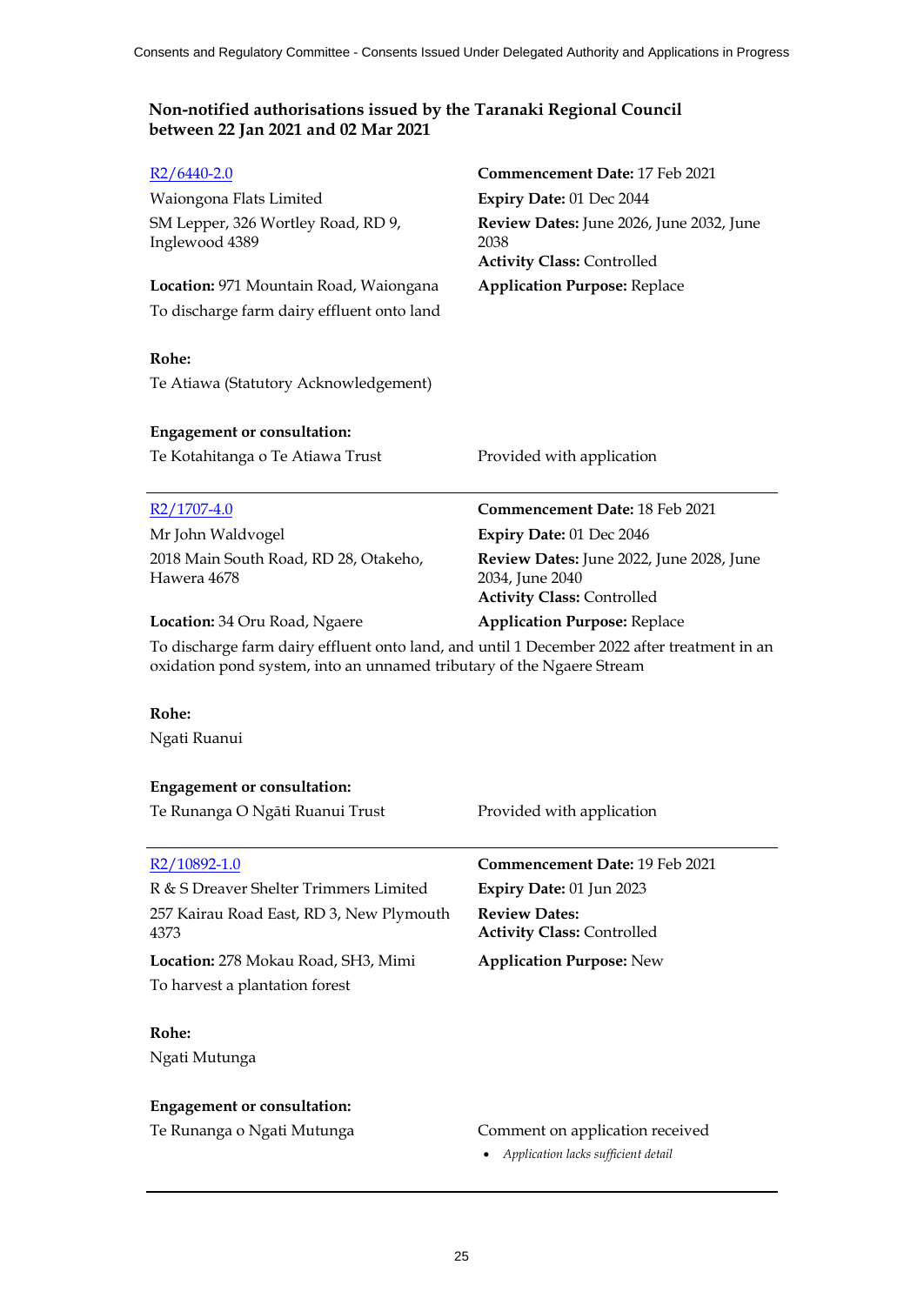## Non-notified authorisations issued by the Taranaki Regional Council between 22 Jan 2021 and 02 Mar 2021

R2/6440-2.0

Waiongona Flats Limited

SM Lepper, 326 Wortley Road, RD 9, Inglewood 4389

**Commencement Date:** 17 Feb 2021

**Expiry Date:** 01 Dec 2044

**Review Dates:** June 2026, June 2032, June 2038

**Activity Class:** Controlled

**Location:** 971 Mountain Road, Waiongana

**Application Purpose:** Replace

To discharge farm dairy effluent onto land

**Rohe:**

Te Atiawa (Statutory Acknowledgement)

**Engagement or consultation:**

Te Kotahitanga o Te Atiawa Trust — Provided with application

---

R2/1707-4.0

Mr John Waldvogel

2018 Main South Road, RD 28, Otakeho, Hawera 4678

**Commencement Date:** 18 Feb 2021

**Expiry Date:** 01 Dec 2046

**Review Dates:** June 2022, June 2028, June 2034, June 2040

**Activity Class:** Controlled

**Location:** 34 Oru Road, Ngaere

**Application Purpose:** Replace

To discharge farm dairy effluent onto land, and until 1 December 2022 after treatment in an oxidation pond system, into an unnamed tributary of the Ngaere Stream

**Rohe:**

Ngati Ruanui

**Engagement or consultation:**

Te Runanga O Ngāti Ruanui Trust — Provided with application

---

R2/10892-1.0

R & S Dreaver Shelter Trimmers Limited

257 Kairau Road East, RD 3, New Plymouth 4373

**Commencement Date:** 19 Feb 2021

**Expiry Date:** 01 Jun 2023

**Review Dates:**

**Activity Class:** Controlled

**Location:** 278 Mokau Road, SH3, Mimi

**Application Purpose:** New

To harvest a plantation forest

**Rohe:**

Ngati Mutunga

**Engagement or consultation:**

Te Runanga o Ngati Mutunga — Comment on application received

- *Application lacks sufficient detail*

---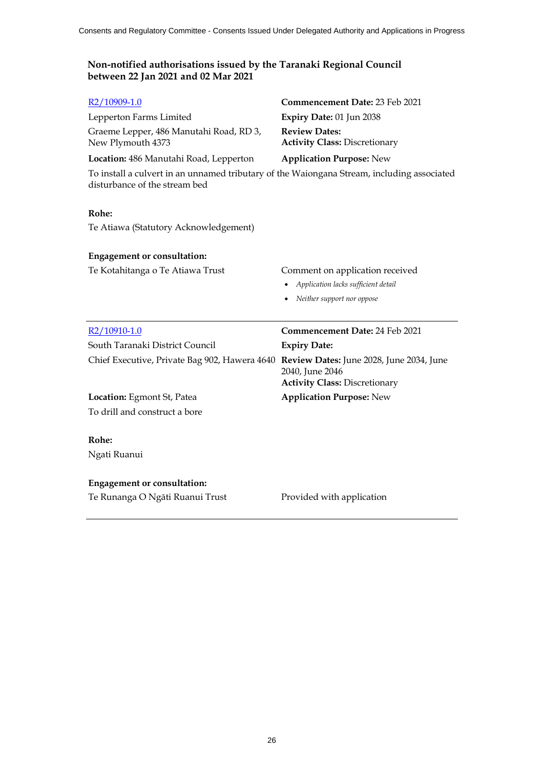## Non-notified authorisations issued by the Taranaki Regional Council between 22 Jan 2021 and 02 Mar 2021

[R2/10909-1.0](R2/10909-1.0)

Lepperton Farms Limited

Graeme Lepper, 486 Manutahi Road, RD 3, New Plymouth 4373

**Location:** 486 Manutahi Road, Lepperton

**Commencement Date:** 23 Feb 2021

**Expiry Date:** 01 Jun 2038

**Review Dates:**

**Activity Class:** Discretionary

**Application Purpose:** New

To install a culvert in an unnamed tributary of the Waiongana Stream, including associated disturbance of the stream bed

**Rohe:**

Te Atiawa (Statutory Acknowledgement)

**Engagement or consultation:**

Te Kotahitanga o Te Atiawa Trust — Comment on application received

- *Application lacks sufficient detail*
- *Neither support nor oppose*

---

[R2/10910-1.0](R2/10910-1.0)

South Taranaki District Council

Chief Executive, Private Bag 902, Hawera 4640

**Location:** Egmont St, Patea

**Commencement Date:** 24 Feb 2021

**Expiry Date:**

**Review Dates:** June 2028, June 2034, June 2040, June 2046

**Activity Class:** Discretionary

**Application Purpose:** New

To drill and construct a bore

**Rohe:**

Ngati Ruanui

**Engagement or consultation:**

Te Runanga O Ngāti Ruanui Trust — Provided with application

---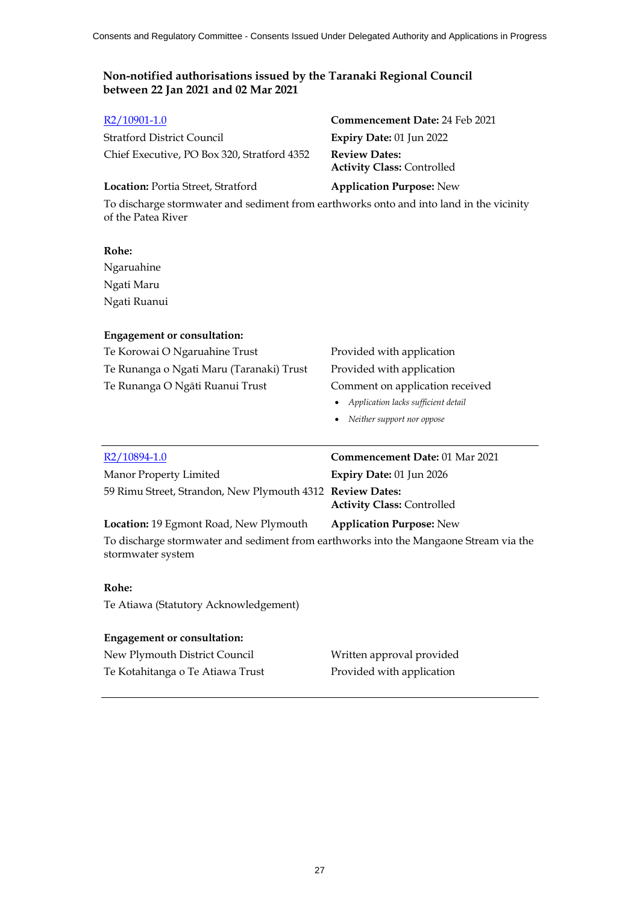## Non-notified authorisations issued by the Taranaki Regional Council between 22 Jan 2021 and 02 Mar 2021

| | |
|---|---|
| R2/10901-1.0 | **Commencement Date:** 24 Feb 2021 |
| Stratford District Council | **Expiry Date:** 01 Jun 2022 |
| Chief Executive, PO Box 320, Stratford 4352 | **Review Dates:** |
| | **Activity Class:** Controlled |
| **Location:** Portia Street, Stratford | **Application Purpose:** New |

To discharge stormwater and sediment from earthworks onto and into land in the vicinity of the Patea River

**Rohe:**

Ngaruahine
Ngati Maru
Ngati Ruanui

**Engagement or consultation:**

| | |
|---|---|
| Te Korowai O Ngaruahine Trust | Provided with application |
| Te Runanga o Ngati Maru (Taranaki) Trust | Provided with application |
| Te Runanga O Ngāti Ruanui Trust | Comment on application received<br>• *Application lacks sufficient detail*<br>• *Neither support nor oppose* |

---

| | |
|---|---|
| R2/10894-1.0 | **Commencement Date:** 01 Mar 2021 |
| Manor Property Limited | **Expiry Date:** 01 Jun 2026 |
| 59 Rimu Street, Strandon, New Plymouth 4312 | **Review Dates:** |
| | **Activity Class:** Controlled |
| **Location:** 19 Egmont Road, New Plymouth | **Application Purpose:** New |

To discharge stormwater and sediment from earthworks into the Mangaone Stream via the stormwater system

**Rohe:**

Te Atiawa (Statutory Acknowledgement)

**Engagement or consultation:**

| | |
|---|---|
| New Plymouth District Council | Written approval provided |
| Te Kotahitanga o Te Atiawa Trust | Provided with application |